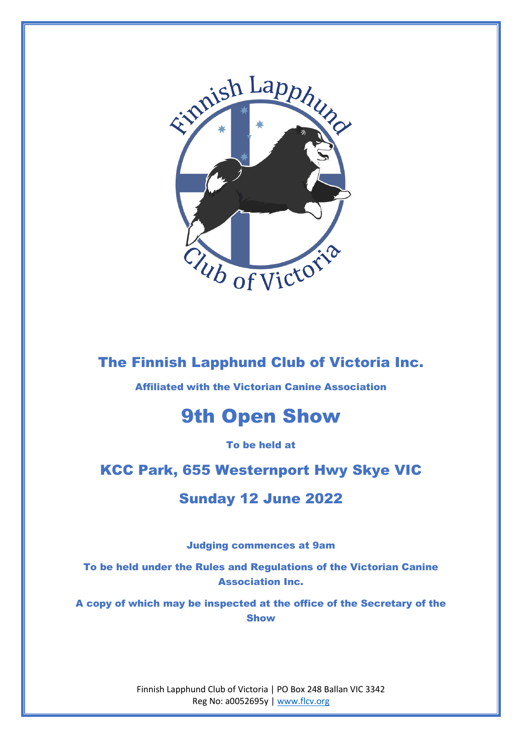# The Finnish Lapphund Club of Victoria Inc.

**Affiliated with the Victorian Canine Association**

# 9th Open Show

**To be held at**

## KCC Park, 655 Westernport Hwy Skye VIC

## Sunday 12 June 2022

**Judging commences at 9am**

**To be held under the Rules and Regulations of the Victorian Canine Association Inc.**

**A copy of which may be inspected at the office of the Secretary of the Show**

Finnish Lapphund Club of Victoria | PO Box 248 Ballan VIC 3342
Reg No: a0052695y | www.flcv.org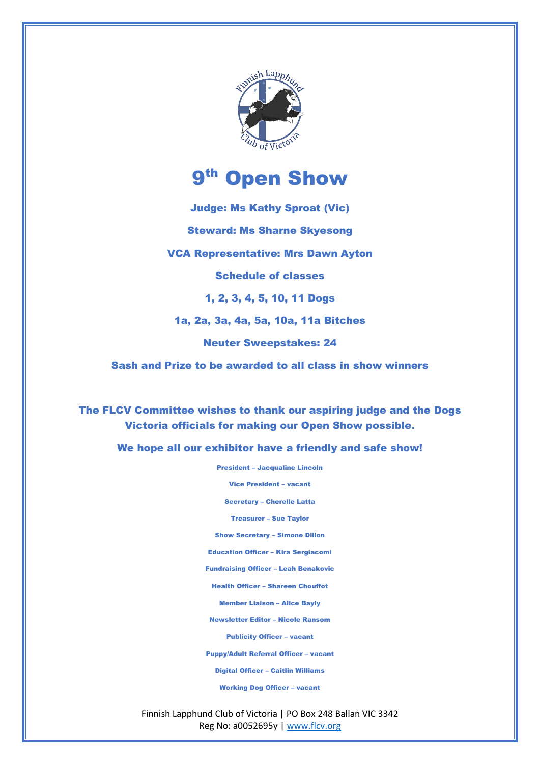# 9th Open Show

**Judge: Ms Kathy Sproat (Vic)**

**Steward: Ms Sharne Skyesong**

**VCA Representative: Mrs Dawn Ayton**

**Schedule of classes**

**1, 2, 3, 4, 5, 10, 11 Dogs**

**1a, 2a, 3a, 4a, 5a, 10a, 11a Bitches**

**Neuter Sweepstakes: 24**

**Sash and Prize to be awarded to all class in show winners**

**The FLCV Committee wishes to thank our aspiring judge and the Dogs Victoria officials for making our Open Show possible.**

**We hope all our exhibitor have a friendly and safe show!**

President – Jacqualine Lincoln

Vice President – vacant

Secretary – Cherelle Latta

Treasurer – Sue Taylor

Show Secretary – Simone Dillon

Education Officer – Kira Sergiacomi

Fundraising Officer – Leah Benakovic

Health Officer – Shareen Chouffot

Member Liaison – Alice Bayly

Newsletter Editor – Nicole Ransom

Publicity Officer – vacant

Puppy/Adult Referral Officer – vacant

Digital Officer – Caitlin Williams

Working Dog Officer – vacant

Finnish Lapphund Club of Victoria | PO Box 248 Ballan VIC 3342
Reg No: a0052695y | www.flcv.org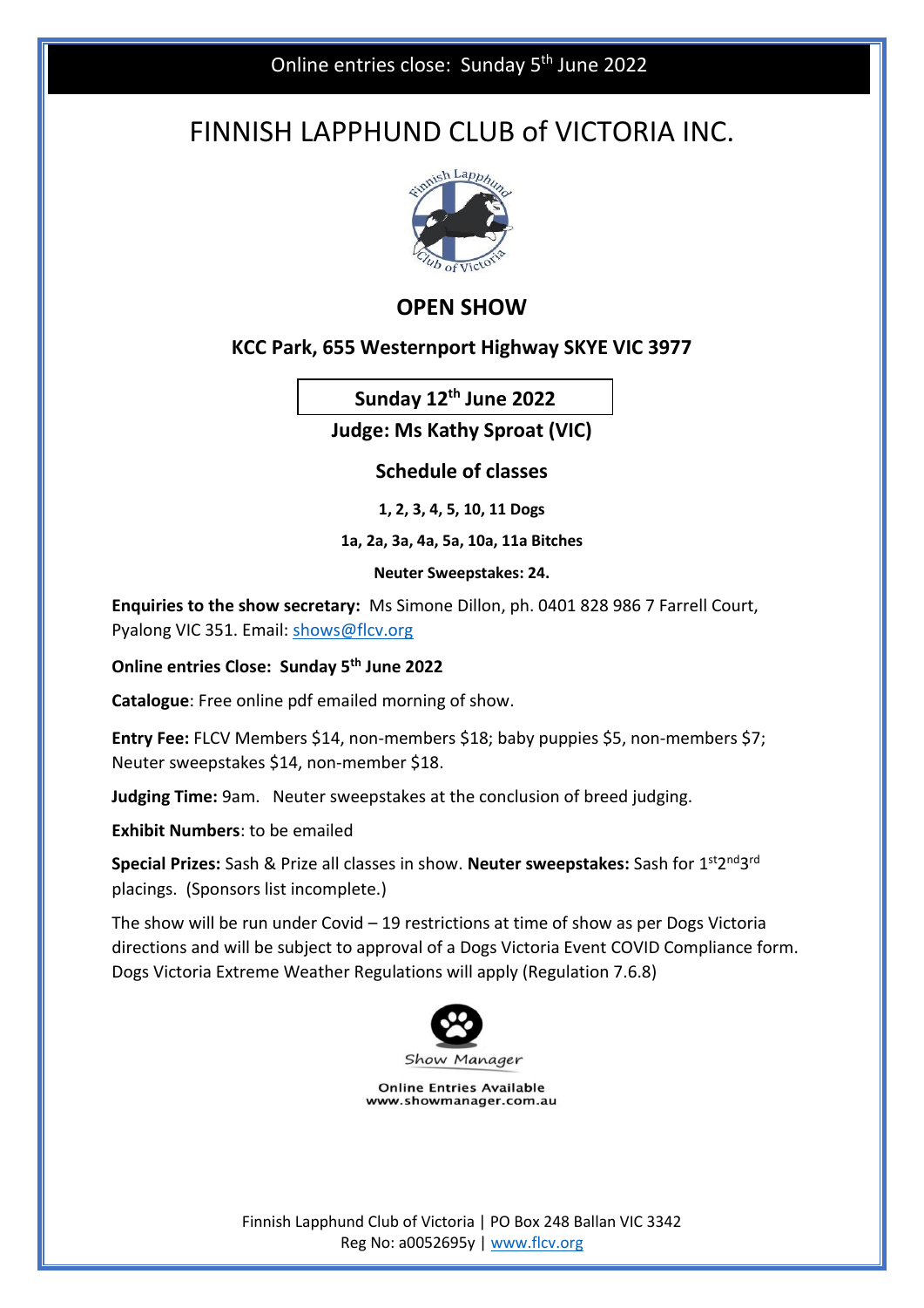Online entries close: Sunday 5th June 2022

# FINNISH LAPPHUND CLUB of VICTORIA INC.

## OPEN SHOW

### KCC Park, 655 Westernport Highway SKYE VIC 3977

**Sunday 12th June 2022**

**Judge: Ms Kathy Sproat (VIC)**

### Schedule of classes

**1, 2, 3, 4, 5, 10, 11 Dogs**

**1a, 2a, 3a, 4a, 5a, 10a, 11a Bitches**

**Neuter Sweepstakes: 24.**

**Enquiries to the show secretary:** Ms Simone Dillon, ph. 0401 828 986 7 Farrell Court, Pyalong VIC 351. Email: shows@flcv.org

**Online entries Close: Sunday 5th June 2022**

**Catalogue**: Free online pdf emailed morning of show.

**Entry Fee:** FLCV Members $14, non-members $18; baby puppies $5, non-members $7; Neuter sweepstakes $14, non-member $18.

**Judging Time:** 9am. Neuter sweepstakes at the conclusion of breed judging.

**Exhibit Numbers**: to be emailed

**Special Prizes:** Sash & Prize all classes in show. **Neuter sweepstakes:** Sash for 1st2nd3rd placings. (Sponsors list incomplete.)

The show will be run under Covid – 19 restrictions at time of show as per Dogs Victoria directions and will be subject to approval of a Dogs Victoria Event COVID Compliance form. Dogs Victoria Extreme Weather Regulations will apply (Regulation 7.6.8)

Show Manager

Online Entries Available
www.showmanager.com.au

Finnish Lapphund Club of Victoria | PO Box 248 Ballan VIC 3342
Reg No: a0052695y | www.flcv.org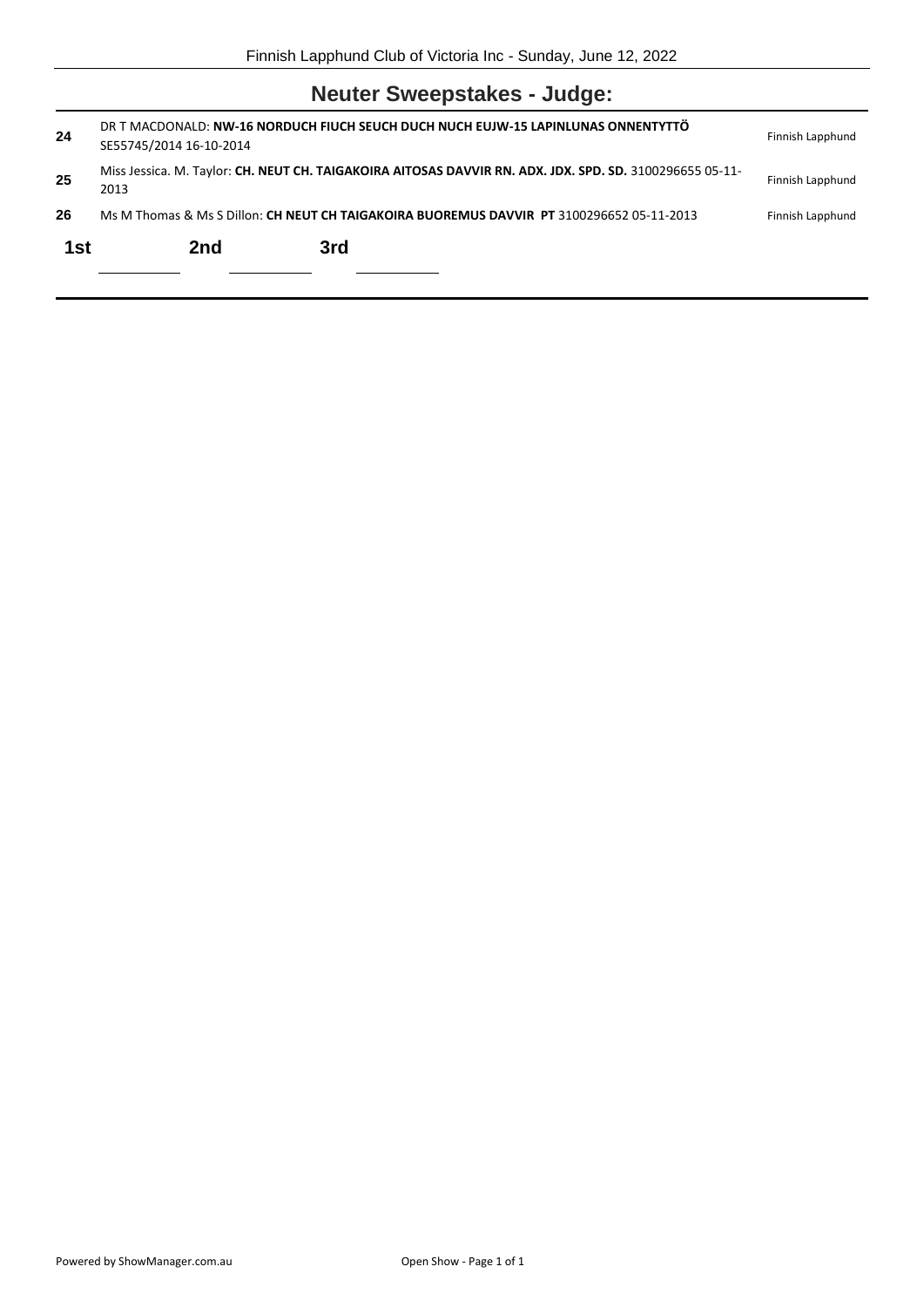## Neuter Sweepstakes - Judge:

**24** DR T MACDONALD: **NW-16 NORDUCH FIUCH SEUCH DUCH NUCH EUJW-15 LAPINLUNAS ONNENTYTTÖ** SE55745/2014 16-10-2014 — Finnish Lapphund

**25** Miss Jessica. M. Taylor: **CH. NEUT CH. TAIGAKOIRA AITOSAS DAVVIR RN. ADX. JDX. SPD. SD.** 3100296655 05-11-2013 — Finnish Lapphund

**26** Ms M Thomas & Ms S Dillon: **CH NEUT CH TAIGAKOIRA BUOREMUS DAVVIR PT** 3100296652 05-11-2013 — Finnish Lapphund

| 1st | 2nd | 3rd |
|---|---|---|
| | | |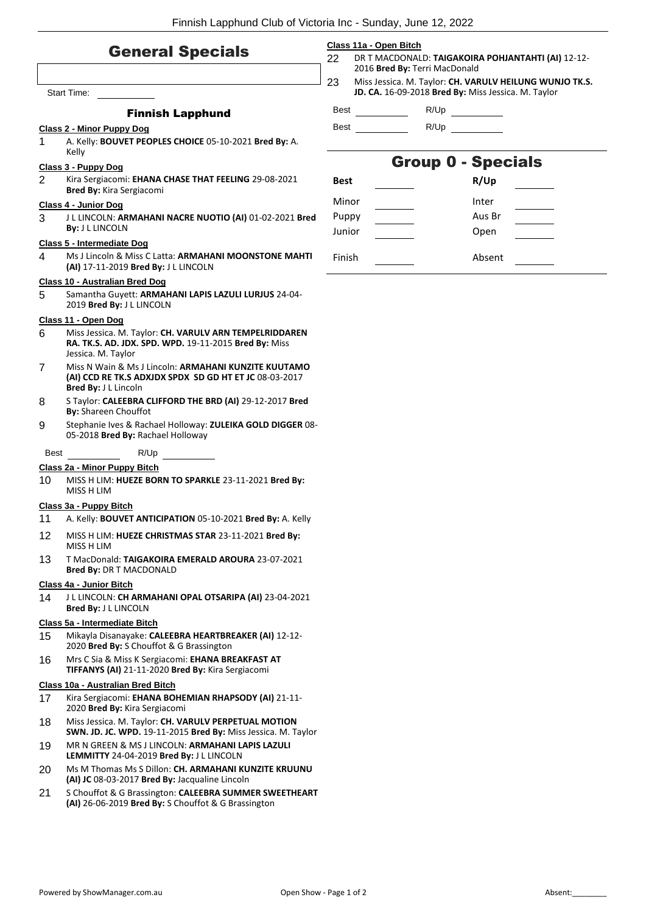# General Specials

Start Time: ___________

## Finnish Lapphund

### Class 2 - Minor Puppy Dog

1 A. Kelly: **BOUVET PEOPLES CHOICE** 05-10-2021 **Bred By:** A. Kelly

### Class 3 - Puppy Dog

2 Kira Sergiacomi: **EHANA CHASE THAT FEELING** 29-08-2021 **Bred By:** Kira Sergiacomi

### Class 4 - Junior Dog

3 J L LINCOLN: **ARMAHANI NACRE NUOTIO (AI)** 01-02-2021 **Bred By:** J L LINCOLN

### Class 5 - Intermediate Dog

4 Ms J Lincoln & Miss C Latta: **ARMAHANI MOONSTONE MAHTI (AI)** 17-11-2019 **Bred By:** J L LINCOLN

### Class 10 - Australian Bred Dog

5 Samantha Guyett: **ARMAHANI LAPIS LAZULI LURJUS** 24-04-2019 **Bred By:** J L LINCOLN

### Class 11 - Open Dog

6 Miss Jessica. M. Taylor: **CH. VARULV ARN TEMPELRIDDAREN RA. TK.S. AD. JDX. SPD. WPD.** 19-11-2015 **Bred By:** Miss Jessica. M. Taylor

7 Miss N Wain & Ms J Lincoln: **ARMAHANI KUNZITE KUUTAMO (AI) CCD RE TK.S ADXJDX SPDX SD GD HT ET JC** 08-03-2017 **Bred By:** J L Lincoln

8 S Taylor: **CALEEBRA CLIFFORD THE BRD (AI)** 29-12-2017 **Bred By:** Shareen Chouffot

9 Stephanie Ives & Rachael Holloway: **ZULEIKA GOLD DIGGER** 08-05-2018 **Bred By:** Rachael Holloway

Best ___________ R/Up ___________

### Class 2a - Minor Puppy Bitch

10 MISS H LIM: **HUEZE BORN TO SPARKLE** 23-11-2021 **Bred By:** MISS H LIM

### Class 3a - Puppy Bitch

11 A. Kelly: **BOUVET ANTICIPATION** 05-10-2021 **Bred By:** A. Kelly

12 MISS H LIM: **HUEZE CHRISTMAS STAR** 23-11-2021 **Bred By:** MISS H LIM

13 T MacDonald: **TAIGAKOIRA EMERALD AROURA** 23-07-2021 **Bred By:** DR T MACDONALD

### Class 4a - Junior Bitch

14 J L LINCOLN: **CH ARMAHANI OPAL OTSARIPA (AI)** 23-04-2021 **Bred By:** J L LINCOLN

### Class 5a - Intermediate Bitch

15 Mikayla Disanayake: **CALEEBRA HEARTBREAKER (AI)** 12-12-2020 **Bred By:** S Chouffot & G Brassington

16 Mrs C Sia & Miss K Sergiacomi: **EHANA BREAKFAST AT TIFFANYS (AI)** 21-11-2020 **Bred By:** Kira Sergiacomi

### Class 10a - Australian Bred Bitch

17 Kira Sergiacomi: **EHANA BOHEMIAN RHAPSODY (AI)** 21-11-2020 **Bred By:** Kira Sergiacomi

18 Miss Jessica. M. Taylor: **CH. VARULV PERPETUAL MOTION SWN. JD. JC. WPD.** 19-11-2015 **Bred By:** Miss Jessica. M. Taylor

19 MR N GREEN & MS J LINCOLN: **ARMAHANI LAPIS LAZULI LEMMITTY** 24-04-2019 **Bred By:** J L LINCOLN

20 Ms M Thomas Ms S Dillon: **CH. ARMAHANI KUNZITE KRUUNU (AI) JC** 08-03-2017 **Bred By:** Jacqualine Lincoln

21 S Chouffot & G Brassington: **CALEEBRA SUMMER SWEETHEART (AI)** 26-06-2019 **Bred By:** S Chouffot & G Brassington

### Class 11a - Open Bitch

22 DR T MACDONALD: **TAIGAKOIRA POHJANTAHTI (AI)** 12-12-2016 **Bred By:** Terri MacDonald

23 Miss Jessica. M. Taylor: **CH. VARULV HEILUNG WUNJO TK.S. JD. CA.** 16-09-2018 **Bred By:** Miss Jessica. M. Taylor

Best ___________ R/Up ___________

Best ___________ R/Up ___________

# Group 0 - Specials

| **Best** | | **R/Up** | |
|---|---|---|---|
| Minor | ________ | Inter | ________ |
| Puppy | ________ | Aus Br | ________ |
| Junior | ________ | Open | ________ |
| Finish | ________ | Absent | ________ |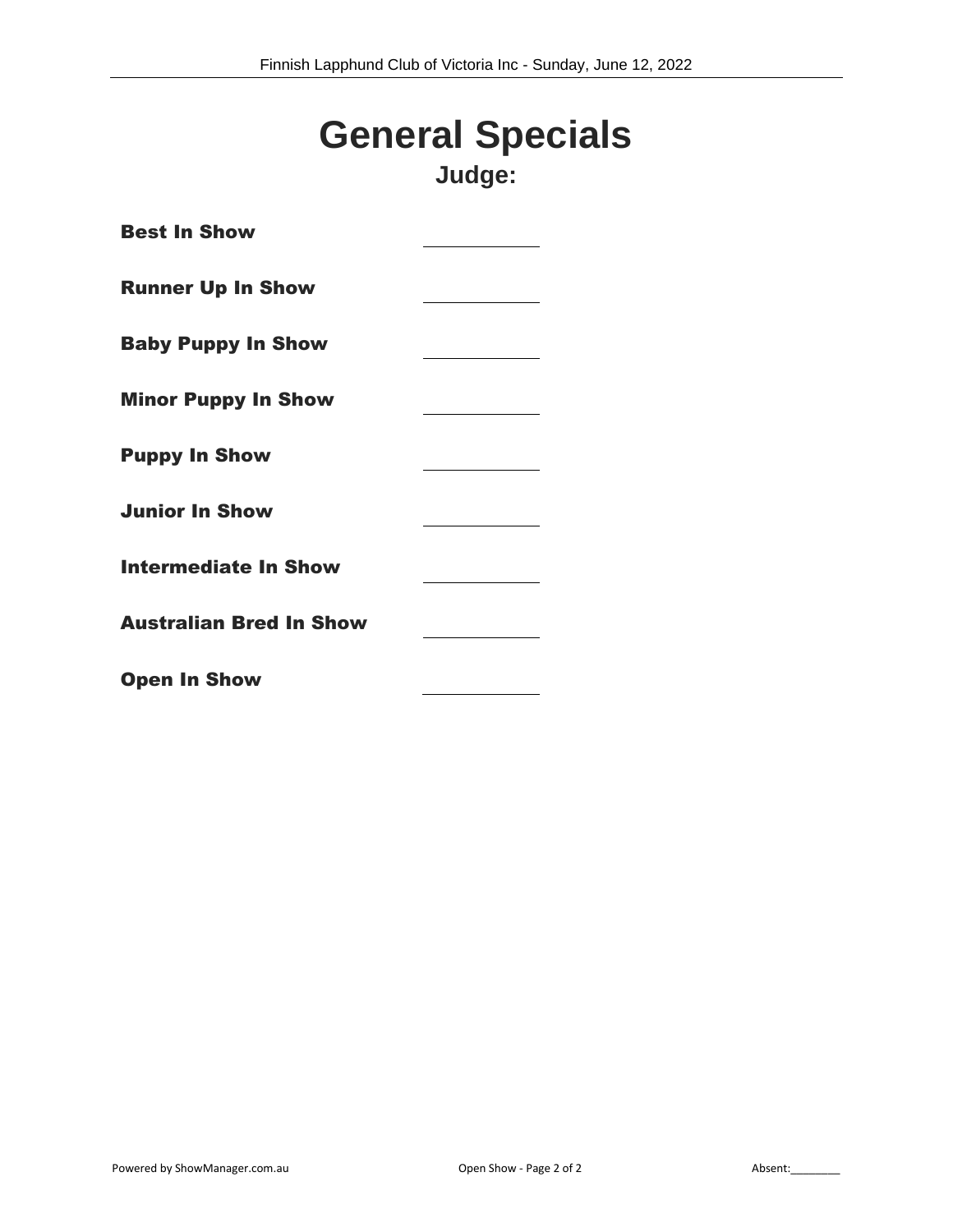# General Specials

## Judge:

**Best In Show** \_\_\_\_\_\_\_\_\_\_\_\_

**Runner Up In Show** \_\_\_\_\_\_\_\_\_\_\_\_

**Baby Puppy In Show** \_\_\_\_\_\_\_\_\_\_\_\_

**Minor Puppy In Show** \_\_\_\_\_\_\_\_\_\_\_\_

**Puppy In Show** \_\_\_\_\_\_\_\_\_\_\_\_

**Junior In Show** \_\_\_\_\_\_\_\_\_\_\_\_

**Intermediate In Show** \_\_\_\_\_\_\_\_\_\_\_\_

**Australian Bred In Show** \_\_\_\_\_\_\_\_\_\_\_\_

**Open In Show** \_\_\_\_\_\_\_\_\_\_\_\_

Absent:\_\_\_\_\_\_\_\_